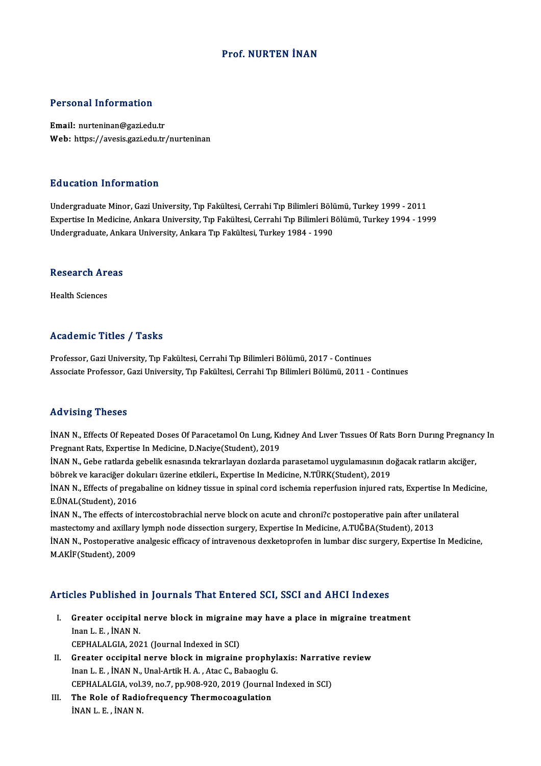# Prof. NURTEN İNAN

## Personal Information

**Email:** nurteninan@gazi.edu.tr
**Web:** https://avesis.gazi.edu.tr/nurteninan

## Education Information

Undergraduate Minor, Gazi University, Tıp Fakültesi, Cerrahi Tıp Bilimleri Bölümü, Turkey 1999 - 2011
Expertise In Medicine, Ankara University, Tıp Fakültesi, Cerrahi Tıp Bilimleri Bölümü, Turkey 1994 - 1999
Undergraduate, Ankara University, Ankara Tıp Fakültesi, Turkey 1984 - 1990

## Research Areas

Health Sciences

## Academic Titles / Tasks

Professor, Gazi University, Tıp Fakültesi, Cerrahi Tıp Bilimleri Bölümü, 2017 - Continues
Associate Professor, Gazi University, Tıp Fakültesi, Cerrahi Tıp Bilimleri Bölümü, 2011 - Continues

## Advising Theses

İNAN N., Effects Of Repeated Doses Of Paracetamol On Lung, Kıdney And Lıver Tıssues Of Rats Born Durıng Pregnancy In Pregnant Rats, Expertise In Medicine, D.Naciye(Student), 2019
İNAN N., Gebe ratlarda gebelik esnasında tekrarlayan dozlarda parasetamol uygulamasının doğacak ratların akciğer, böbrek ve karaciğer dokuları üzerine etkileri., Expertise In Medicine, N.TÜRK(Student), 2019
İNAN N., Effects of pregabaline on kidney tissue in spinal cord ischemia reperfusion injured rats, Expertise In Medicine, E.ÜNAL(Student), 2016
İNAN N., The effects of intercostobrachial nerve block on acute and chroni?c postoperative pain after unilateral mastectomy and axillary lymph node dissection surgery, Expertise In Medicine, A.TUĞBA(Student), 2013
İNAN N., Postoperative analgesic efficacy of intravenous dexketoprofen in lumbar disc surgery, Expertise In Medicine, M.AKİF(Student), 2009

## Articles Published in Journals That Entered SCI, SSCI and AHCI Indexes

I. **Greater occipital nerve block in migraine may have a place in migraine treatment**
   Inan L. E. , İNAN N.
   CEPHALALGIA, 2021 (Journal Indexed in SCI)
II. **Greater occipital nerve block in migraine prophylaxis: Narrative review**
   Inan L. E. , İNAN N., Unal-Artik H. A. , Atac C., Babaoglu G.
   CEPHALALGIA, vol.39, no.7, pp.908-920, 2019 (Journal Indexed in SCI)
III. **The Role of Radiofrequency Thermocoagulation**
   İNAN L. E. , İNAN N.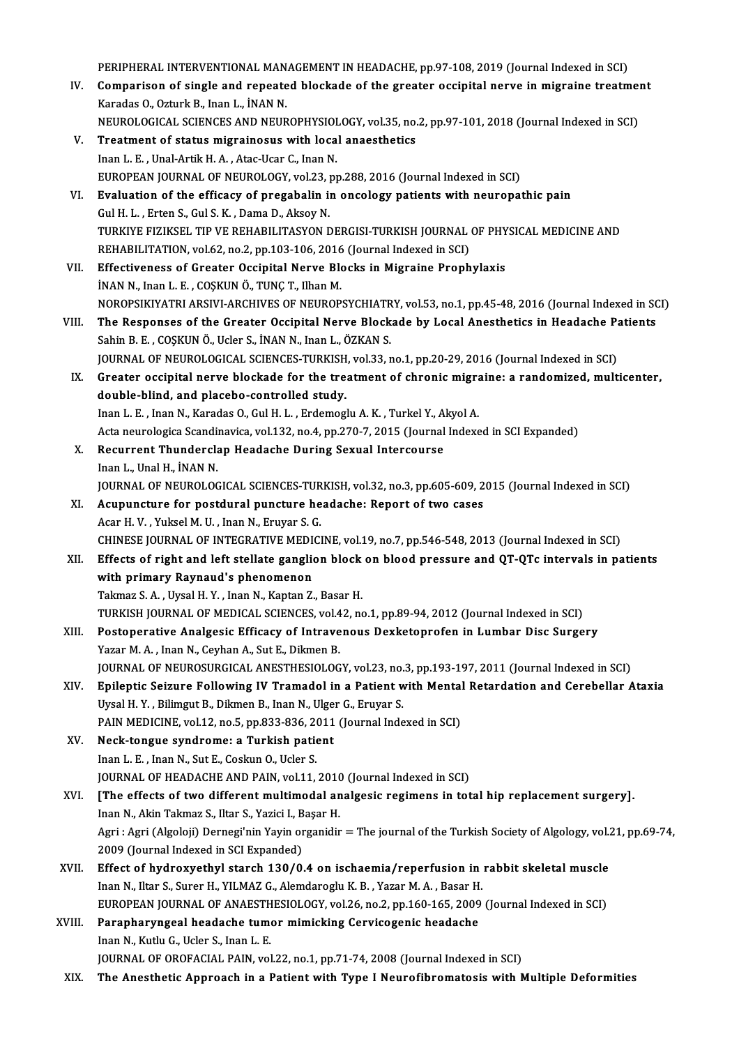PERIPHERAL INTERVENTIONAL MANAGEMENT IN HEADACHE, pp.97-108, 2019 (Journal Indexed in SCI)

IV. **Comparison of single and repeated blockade of the greater occipital nerve in migraine treatment**
Karadas O., Ozturk B., Inan L., İNAN N.
NEUROLOGICAL SCIENCES AND NEUROPHYSIOLOGY, vol.35, no.2, pp.97-101, 2018 (Journal Indexed in SCI)

V. **Treatment of status migrainosus with local anaesthetics**
Inan L. E. , Unal-Artik H. A. , Atac-Ucar C., Inan N.
EUROPEAN JOURNAL OF NEUROLOGY, vol.23, pp.288, 2016 (Journal Indexed in SCI)

VI. **Evaluation of the efficacy of pregabalin in oncology patients with neuropathic pain**
Gul H. L. , Erten S., Gul S. K. , Dama D., Aksoy N.
TURKIYE FIZIKSEL TIP VE REHABILITASYON DERGISI-TURKISH JOURNAL OF PHYSICAL MEDICINE AND REHABILITATION, vol.62, no.2, pp.103-106, 2016 (Journal Indexed in SCI)

VII. **Effectiveness of Greater Occipital Nerve Blocks in Migraine Prophylaxis**
İNAN N., Inan L. E. , COŞKUN Ö., TUNÇ T., Ilhan M.
NOROPSIKIYATRI ARSIVI-ARCHIVES OF NEUROPSYCHIATRY, vol.53, no.1, pp.45-48, 2016 (Journal Indexed in SCI)

VIII. **The Responses of the Greater Occipital Nerve Blockade by Local Anesthetics in Headache Patients**
Sahin B. E. , COŞKUN Ö., Ucler S., İNAN N., Inan L., ÖZKAN S.
JOURNAL OF NEUROLOGICAL SCIENCES-TURKISH, vol.33, no.1, pp.20-29, 2016 (Journal Indexed in SCI)

IX. **Greater occipital nerve blockade for the treatment of chronic migraine: a randomized, multicenter, double-blind, and placebo-controlled study.**
Inan L. E. , Inan N., Karadas O., Gul H. L. , Erdemoglu A. K. , Turkel Y., Akyol A.
Acta neurologica Scandinavica, vol.132, no.4, pp.270-7, 2015 (Journal Indexed in SCI Expanded)

X. **Recurrent Thunderclap Headache During Sexual Intercourse**
Inan L., Unal H., İNAN N.
JOURNAL OF NEUROLOGICAL SCIENCES-TURKISH, vol.32, no.3, pp.605-609, 2015 (Journal Indexed in SCI)

XI. **Acupuncture for postdural puncture headache: Report of two cases**
Acar H. V. , Yuksel M. U. , Inan N., Eruyar S. G.
CHINESE JOURNAL OF INTEGRATIVE MEDICINE, vol.19, no.7, pp.546-548, 2013 (Journal Indexed in SCI)

XII. **Effects of right and left stellate ganglion block on blood pressure and QT-QTc intervals in patients with primary Raynaud's phenomenon**
Takmaz S. A. , Uysal H. Y. , Inan N., Kaptan Z., Basar H.
TURKISH JOURNAL OF MEDICAL SCIENCES, vol.42, no.1, pp.89-94, 2012 (Journal Indexed in SCI)

XIII. **Postoperative Analgesic Efficacy of Intravenous Dexketoprofen in Lumbar Disc Surgery**
Yazar M. A. , Inan N., Ceyhan A., Sut E., Dikmen B.
JOURNAL OF NEUROSURGICAL ANESTHESIOLOGY, vol.23, no.3, pp.193-197, 2011 (Journal Indexed in SCI)

XIV. **Epileptic Seizure Following IV Tramadol in a Patient with Mental Retardation and Cerebellar Ataxia**
Uysal H. Y. , Bilimgut B., Dikmen B., Inan N., Ulger G., Eruyar S.
PAIN MEDICINE, vol.12, no.5, pp.833-836, 2011 (Journal Indexed in SCI)

XV. **Neck-tongue syndrome: a Turkish patient**
Inan L. E. , Inan N., Sut E., Coskun O., Ucler S.
JOURNAL OF HEADACHE AND PAIN, vol.11, 2010 (Journal Indexed in SCI)

XVI. **[The effects of two different multimodal analgesic regimens in total hip replacement surgery].**
Inan N., Akin Takmaz S., Iltar S., Yazici I., Başar H.
Agri : Agri (Algoloji) Dernegi'nin Yayin organidir = The journal of the Turkish Society of Algology, vol.21, pp.69-74, 2009 (Journal Indexed in SCI Expanded)

XVII. **Effect of hydroxyethyl starch 130/0.4 on ischaemia/reperfusion in rabbit skeletal muscle**
Inan N., Iltar S., Surer H., YILMAZ G., Alemdaroglu K. B. , Yazar M. A. , Basar H.
EUROPEAN JOURNAL OF ANAESTHESIOLOGY, vol.26, no.2, pp.160-165, 2009 (Journal Indexed in SCI)

XVIII. **Parapharyngeal headache tumor mimicking Cervicogenic headache**
Inan N., Kutlu G., Ucler S., Inan L. E.
JOURNAL OF OROFACIAL PAIN, vol.22, no.1, pp.71-74, 2008 (Journal Indexed in SCI)

XIX. **The Anesthetic Approach in a Patient with Type I Neurofibromatosis with Multiple Deformities**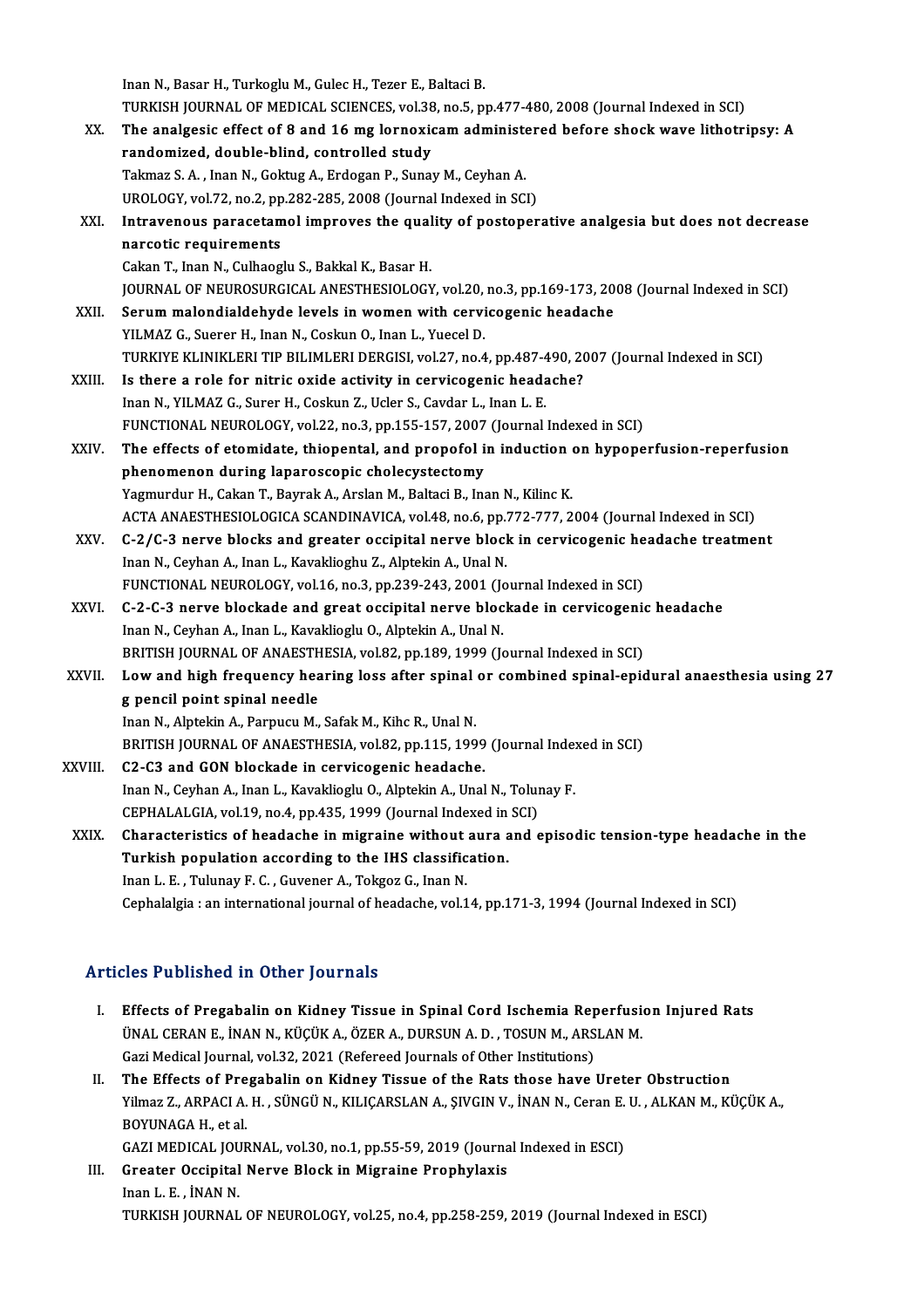Inan N., Basar H., Turkoglu M., Gulec H., Tezer E., Baltaci B.
TURKISH JOURNAL OF MEDICAL SCIENCES, vol.38, no.5, pp.477-480, 2008 (Journal Indexed in SCI)

XX. **The analgesic effect of 8 and 16 mg lornoxicam administered before shock wave lithotripsy: A randomized, double-blind, controlled study**
Takmaz S. A. , Inan N., Goktug A., Erdogan P., Sunay M., Ceyhan A.
UROLOGY, vol.72, no.2, pp.282-285, 2008 (Journal Indexed in SCI)

XXI. **Intravenous paracetamol improves the quality of postoperative analgesia but does not decrease narcotic requirements**
Cakan T., Inan N., Culhaoglu S., Bakkal K., Basar H.
JOURNAL OF NEUROSURGICAL ANESTHESIOLOGY, vol.20, no.3, pp.169-173, 2008 (Journal Indexed in SCI)

XXII. **Serum malondialdehyde levels in women with cervicogenic headache**
YILMAZ G., Suerer H., Inan N., Coskun O., Inan L., Yuecel D.
TURKIYE KLINIKLERI TIP BILIMLERI DERGISI, vol.27, no.4, pp.487-490, 2007 (Journal Indexed in SCI)

XXIII. **Is there a role for nitric oxide activity in cervicogenic headache?**
Inan N., YILMAZ G., Surer H., Coskun Z., Ucler S., Cavdar L., Inan L. E.
FUNCTIONAL NEUROLOGY, vol.22, no.3, pp.155-157, 2007 (Journal Indexed in SCI)

XXIV. **The effects of etomidate, thiopental, and propofol in induction on hypoperfusion-reperfusion phenomenon during laparoscopic cholecystectomy**
Yagmurdur H., Cakan T., Bayrak A., Arslan M., Baltaci B., Inan N., Kilinc K.
ACTA ANAESTHESIOLOGICA SCANDINAVICA, vol.48, no.6, pp.772-777, 2004 (Journal Indexed in SCI)

XXV. **C-2/C-3 nerve blocks and greater occipital nerve block in cervicogenic headache treatment**
Inan N., Ceyhan A., Inan L., Kavaklioghu Z., Alptekin A., Unal N.
FUNCTIONAL NEUROLOGY, vol.16, no.3, pp.239-243, 2001 (Journal Indexed in SCI)

XXVI. **C-2-C-3 nerve blockade and great occipital nerve blockade in cervicogenic headache**
Inan N., Ceyhan A., Inan L., Kavaklioglu O., Alptekin A., Unal N.
BRITISH JOURNAL OF ANAESTHESIA, vol.82, pp.189, 1999 (Journal Indexed in SCI)

XXVII. **Low and high frequency hearing loss after spinal or combined spinal-epidural anaesthesia using 27 g pencil point spinal needle**
Inan N., Alptekin A., Parpucu M., Safak M., Kihc R., Unal N.
BRITISH JOURNAL OF ANAESTHESIA, vol.82, pp.115, 1999 (Journal Indexed in SCI)

XXVIII. **C2-C3 and GON blockade in cervicogenic headache.**
Inan N., Ceyhan A., Inan L., Kavaklioglu O., Alptekin A., Unal N., Tolunay F.
CEPHALALGIA, vol.19, no.4, pp.435, 1999 (Journal Indexed in SCI)

XXIX. **Characteristics of headache in migraine without aura and episodic tension-type headache in the Turkish population according to the IHS classification.**
Inan L. E. , Tulunay F. C. , Guvener A., Tokgoz G., Inan N.
Cephalalgia : an international journal of headache, vol.14, pp.171-3, 1994 (Journal Indexed in SCI)

## Articles Published in Other Journals

I. **Effects of Pregabalin on Kidney Tissue in Spinal Cord Ischemia Reperfusion Injured Rats**
ÜNAL CERAN E., İNAN N., KÜÇÜK A., ÖZER A., DURSUN A. D. , TOSUN M., ARSLAN M.
Gazi Medical Journal, vol.32, 2021 (Refereed Journals of Other Institutions)

II. **The Effects of Pregabalin on Kidney Tissue of the Rats those have Ureter Obstruction**
Yilmaz Z., ARPACI A. H. , SÜNGÜ N., KILIÇARSLAN A., ŞIVGIN V., İNAN N., Ceran E. U. , ALKAN M., KÜÇÜK A., BOYUNAGA H., et al.
GAZI MEDICAL JOURNAL, vol.30, no.1, pp.55-59, 2019 (Journal Indexed in ESCI)

III. **Greater Occipital Nerve Block in Migraine Prophylaxis**
Inan L. E. , İNAN N.
TURKISH JOURNAL OF NEUROLOGY, vol.25, no.4, pp.258-259, 2019 (Journal Indexed in ESCI)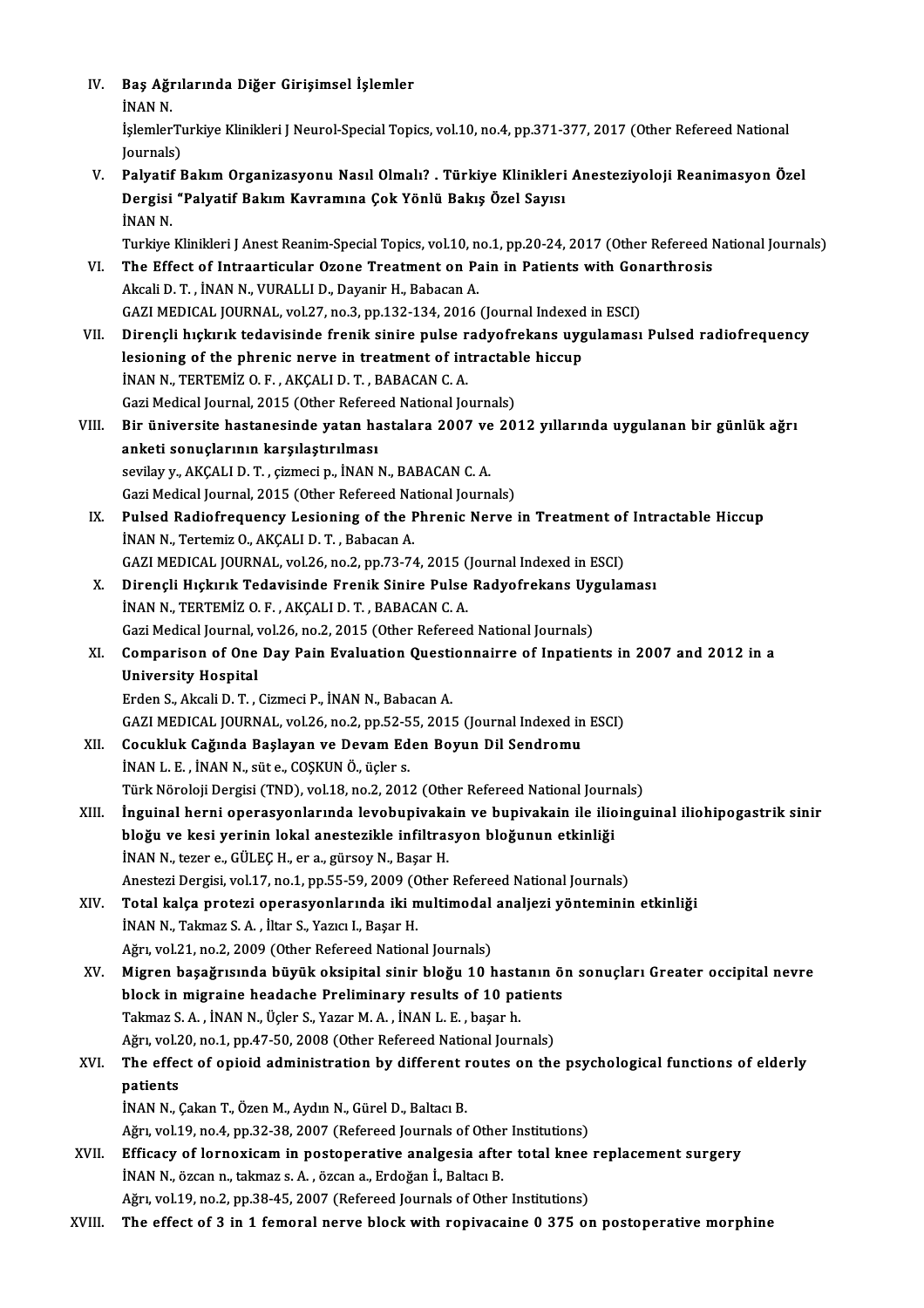IV. **Baş Ağrılarında Diğer Girişimsel İşlemler**
İNAN N.
İşlemlerTurkiye Klinikleri J Neurol-Special Topics, vol.10, no.4, pp.371-377, 2017 (Other Refereed National Journals)

V. **Palyatif Bakım Organizasyonu Nasıl Olmalı? . Türkiye Klinikleri Anesteziyoloji Reanimasyon Özel Dergisi "Palyatif Bakım Kavramına Çok Yönlü Bakış Özel Sayısı**
İNAN N.
Turkiye Klinikleri J Anest Reanim-Special Topics, vol.10, no.1, pp.20-24, 2017 (Other Refereed National Journals)

VI. **The Effect of Intraarticular Ozone Treatment on Pain in Patients with Gonarthrosis**
Akcali D. T. , İNAN N., VURALLI D., Dayanir H., Babacan A.
GAZI MEDICAL JOURNAL, vol.27, no.3, pp.132-134, 2016 (Journal Indexed in ESCI)

VII. **Dirençli hıçkırık tedavisinde frenik sinire pulse radyofrekans uygulaması Pulsed radiofrequency lesioning of the phrenic nerve in treatment of intractable hiccup**
İNAN N., TERTEMİZ O. F. , AKÇALI D. T. , BABACAN C. A.
Gazi Medical Journal, 2015 (Other Refereed National Journals)

VIII. **Bir üniversite hastanesinde yatan hastalara 2007 ve 2012 yıllarında uygulanan bir günlük ağrı anketi sonuçlarının karşılaştırılması**
sevilay y., AKÇALI D. T. , çizmeci p., İNAN N., BABACAN C. A.
Gazi Medical Journal, 2015 (Other Refereed National Journals)

IX. **Pulsed Radiofrequency Lesioning of the Phrenic Nerve in Treatment of Intractable Hiccup**
İNAN N., Tertemiz O., AKÇALI D. T. , Babacan A.
GAZI MEDICAL JOURNAL, vol.26, no.2, pp.73-74, 2015 (Journal Indexed in ESCI)

X. **Dirençli Hıçkırık Tedavisinde Frenik Sinire Pulse Radyofrekans Uygulaması**
İNAN N., TERTEMİZ O. F. , AKÇALI D. T. , BABACAN C. A.
Gazi Medical Journal, vol.26, no.2, 2015 (Other Refereed National Journals)

XI. **Comparison of One Day Pain Evaluation Questionnairre of Inpatients in 2007 and 2012 in a University Hospital**
Erden S., Akcali D. T. , Cizmeci P., İNAN N., Babacan A.
GAZI MEDICAL JOURNAL, vol.26, no.2, pp.52-55, 2015 (Journal Indexed in ESCI)

XII. **Cocukluk Cağında Başlayan ve Devam Eden Boyun Dil Sendromu**
İNAN L. E. , İNAN N., süt e., COŞKUN Ö., üçler s.
Türk Nöroloji Dergisi (TND), vol.18, no.2, 2012 (Other Refereed National Journals)

XIII. **İnguinal herni operasyonlarında levobupivakain ve bupivakain ile ilioinguinal iliohipogastrik sinir bloğu ve kesi yerinin lokal anestezikle infiltrasyon bloğunun etkinliği**
İNAN N., tezer e., GÜLEÇ H., er a., gürsoy N., Başar H.
Anestezi Dergisi, vol.17, no.1, pp.55-59, 2009 (Other Refereed National Journals)

XIV. **Total kalça protezi operasyonlarında iki multimodal analjezi yönteminin etkinliği**
İNAN N., Takmaz S. A. , İltar S., Yazıcı I., Başar H.
Ağrı, vol.21, no.2, 2009 (Other Refereed National Journals)

XV. **Migren başağrısında büyük oksipital sinir bloğu 10 hastanın ön sonuçları Greater occipital nevre block in migraine headache Preliminary results of 10 patients**
Takmaz S. A. , İNAN N., Üçler S., Yazar M. A. , İNAN L. E. , başar h.
Ağrı, vol.20, no.1, pp.47-50, 2008 (Other Refereed National Journals)

XVI. **The effect of opioid administration by different routes on the psychological functions of elderly patients**
İNAN N., Çakan T., Özen M., Aydın N., Gürel D., Baltacı B.
Ağrı, vol.19, no.4, pp.32-38, 2007 (Refereed Journals of Other Institutions)

XVII. **Efficacy of lornoxicam in postoperative analgesia after total knee replacement surgery**
İNAN N., özcan n., takmaz s. A. , özcan a., Erdoğan İ., Baltacı B.
Ağrı, vol.19, no.2, pp.38-45, 2007 (Refereed Journals of Other Institutions)

XVIII. **The effect of 3 in 1 femoral nerve block with ropivacaine 0 375 on postoperative morphine**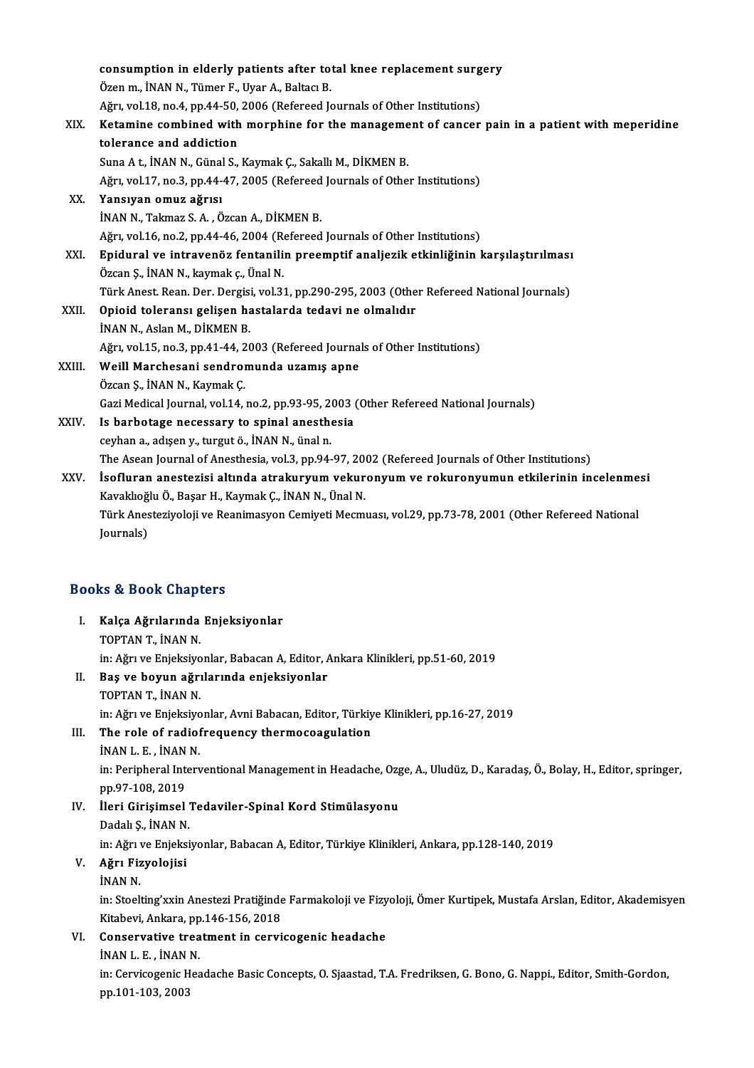consumption in elderly patients after total knee replacement surgery
Özen m., İNAN N., Tümer F., Uyar A., Baltacı B.
Ağrı, vol.18, no.4, pp.44-50, 2006 (Refereed Journals of Other Institutions)

XIX. **Ketamine combined with morphine for the management of cancer pain in a patient with meperidine tolerance and addiction**
Suna A t., İNAN N., Günal S., Kaymak Ç., Sakallı M., DİKMEN B.
Ağrı, vol.17, no.3, pp.44-47, 2005 (Refereed Journals of Other Institutions)

XX. **Yansıyan omuz ağrısı**
İNAN N., Takmaz S. A. , Özcan A., DİKMEN B.
Ağrı, vol.16, no.2, pp.44-46, 2004 (Refereed Journals of Other Institutions)

XXI. **Epidural ve intravenöz fentanilin preemptif analjezik etkinliğinin karşılaştırılması**
Özcan Ş., İNAN N., kaymak ç., Ünal N.
Türk Anest. Rean. Der. Dergisi, vol.31, pp.290-295, 2003 (Other Refereed National Journals)

XXII. **Opioid toleransı gelişen hastalarda tedavi ne olmalıdır**
İNAN N., Aslan M., DİKMEN B.
Ağrı, vol.15, no.3, pp.41-44, 2003 (Refereed Journals of Other Institutions)

XXIII. **Weill Marchesani sendromunda uzamış apne**
Özcan Ş., İNAN N., Kaymak Ç.
Gazi Medical Journal, vol.14, no.2, pp.93-95, 2003 (Other Refereed National Journals)

XXIV. **Is barbotage necessary to spinal anesthesia**
ceyhan a., adışen y., turgut ö., İNAN N., ünal n.
The Asean Journal of Anesthesia, vol.3, pp.94-97, 2002 (Refereed Journals of Other Institutions)

XXV. **İsofluran anestezisi altında atrakuryum vekuronyum ve rokuronyumun etkilerinin incelenmesi**
Kavaklıoğlu Ö., Başar H., Kaymak Ç., İNAN N., Ünal N.
Türk Anesteziyoloji ve Reanimasyon Cemiyeti Mecmuası, vol.29, pp.73-78, 2001 (Other Refereed National Journals)

## Books & Book Chapters

I. **Kalça Ağrılarında Enjeksiyonlar**
TOPTAN T., İNAN N.
in: Ağrı ve Enjeksiyonlar, Babacan A, Editor, Ankara Klinikleri, pp.51-60, 2019

II. **Baş ve boyun ağrılarında enjeksiyonlar**
TOPTAN T., İNAN N.
in: Ağrı ve Enjeksiyonlar, Avni Babacan, Editor, Türkiye Klinikleri, pp.16-27, 2019

III. **The role of radiofrequency thermocoagulation**
İNAN L. E. , İNAN N.
in: Peripheral Interventional Management in Headache, Ozge, A., Uludüz, D., Karadaş, Ö., Bolay, H., Editor, springer, pp.97-108, 2019

IV. **İleri Girişimsel Tedaviler-Spinal Kord Stimülasyonu**
Dadalı Ş., İNAN N.
in: Ağrı ve Enjeksiyonlar, Babacan A, Editor, Türkiye Klinikleri, Ankara, pp.128-140, 2019

V. **Ağrı Fizyolojisi**
İNAN N.
in: Stoelting'xxin Anestezi Pratiğinde Farmakoloji ve Fizyoloji, Ömer Kurtipek, Mustafa Arslan, Editor, Akademisyen Kitabevi, Ankara, pp.146-156, 2018

VI. **Conservative treatment in cervicogenic headache**
İNAN L. E. , İNAN N.
in: Cervicogenic Headache Basic Concepts, O. Sjaastad, T.A. Fredriksen, G. Bono, G. Nappi., Editor, Smith-Gordon, pp.101-103, 2003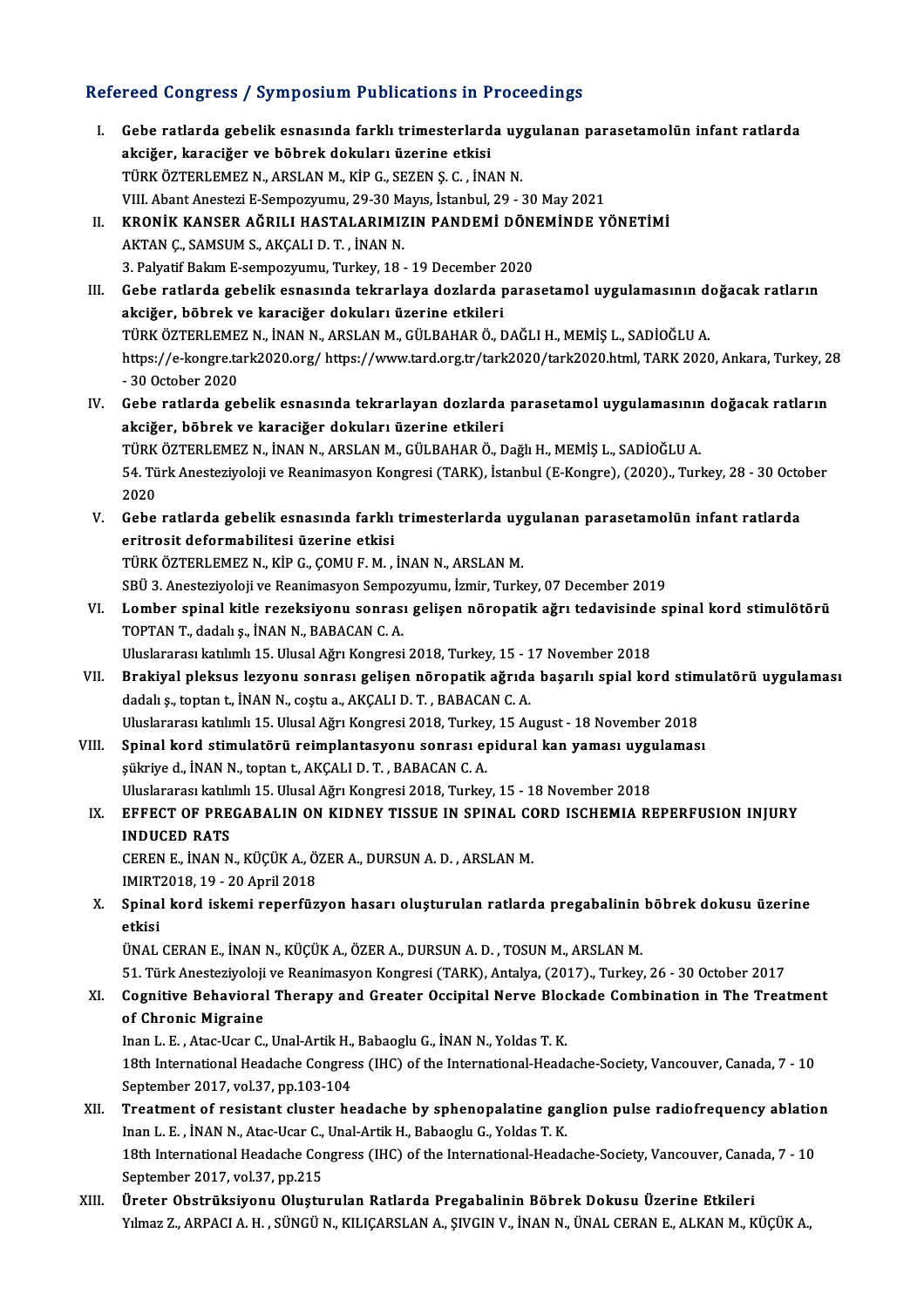## Refereed Congress / Symposium Publications in Proceedings

I. **Gebe ratlarda gebelik esnasında farklı trimesterlarda uygulanan parasetamolün infant ratlarda akciğer, karaciğer ve böbrek dokuları üzerine etkisi**
TÜRK ÖZTERLEMEZ N., ARSLAN M., KİP G., SEZEN Ş. C. , İNAN N.
VIII. Abant Anestezi E-Sempozyumu, 29-30 Mayıs, İstanbul, 29 - 30 May 2021

II. **KRONİK KANSER AĞRILI HASTALARIMIZIN PANDEMİ DÖNEMİNDE YÖNETİMİ**
AKTAN Ç., SAMSUM S., AKÇALI D. T. , İNAN N.
3. Palyatif Bakım E-sempozyumu, Turkey, 18 - 19 December 2020

III. **Gebe ratlarda gebelik esnasında tekrarlaya dozlarda parasetamol uygulamasının doğacak ratların akciğer, böbrek ve karaciğer dokuları üzerine etkileri**
TÜRK ÖZTERLEMEZ N., İNAN N., ARSLAN M., GÜLBAHAR Ö., DAĞLI H., MEMİŞ L., SADİOĞLU A.
https://e-kongre.tark2020.org/ https://www.tard.org.tr/tark2020/tark2020.html, TARK 2020, Ankara, Turkey, 28 - 30 October 2020

IV. **Gebe ratlarda gebelik esnasında tekrarlayan dozlarda parasetamol uygulamasının doğacak ratların akciğer, böbrek ve karaciğer dokuları üzerine etkileri**
TÜRK ÖZTERLEMEZ N., İNAN N., ARSLAN M., GÜLBAHAR Ö., Dağlı H., MEMİŞ L., SADİOĞLU A.
54. Türk Anesteziyoloji ve Reanimasyon Kongresi (TARK), İstanbul (E-Kongre), (2020)., Turkey, 28 - 30 October 2020

V. **Gebe ratlarda gebelik esnasında farklı trimesterlarda uygulanan parasetamolün infant ratlarda eritrosit deformabilitesi üzerine etkisi**
TÜRK ÖZTERLEMEZ N., KİP G., ÇOMU F. M. , İNAN N., ARSLAN M.
SBÜ 3. Anesteziyoloji ve Reanimasyon Sempozyumu, İzmir, Turkey, 07 December 2019

VI. **Lomber spinal kitle rezeksiyonu sonrası gelişen nöropatik ağrı tedavisinde spinal kord stimulötörü**
TOPTAN T., dadalı ş., İNAN N., BABACAN C. A.
Uluslararası katılımlı 15. Ulusal Ağrı Kongresi 2018, Turkey, 15 - 17 November 2018

VII. **Brakiyal pleksus lezyonu sonrası gelişen nöropatik ağrıda başarılı spial kord stimulatörü uygulaması**
dadalı ş., toptan t., İNAN N., coştu a., AKÇALI D. T. , BABACAN C. A.
Uluslararası katılımlı 15. Ulusal Ağrı Kongresi 2018, Turkey, 15 August - 18 November 2018

VIII. **Spinal kord stimulatörü reimplantasyonu sonrası epidural kan yaması uygulaması**
şükriye d., İNAN N., toptan t., AKÇALI D. T. , BABACAN C. A.
Uluslararası katılımlı 15. Ulusal Ağrı Kongresi 2018, Turkey, 15 - 18 November 2018

IX. **EFFECT OF PREGABALIN ON KIDNEY TISSUE IN SPINAL CORD ISCHEMIA REPERFUSION INJURY INDUCED RATS**
CEREN E., İNAN N., KÜÇÜK A., ÖZER A., DURSUN A. D. , ARSLAN M.
IMIRT2018, 19 - 20 April 2018

X. **Spinal kord iskemi reperfüzyon hasarı oluşturulan ratlarda pregabalinin böbrek dokusu üzerine etkisi**
ÜNAL CERAN E., İNAN N., KÜÇÜK A., ÖZER A., DURSUN A. D. , TOSUN M., ARSLAN M.
51. Türk Anesteziyoloji ve Reanimasyon Kongresi (TARK), Antalya, (2017)., Turkey, 26 - 30 October 2017

XI. **Cognitive Behavioral Therapy and Greater Occipital Nerve Blockade Combination in The Treatment of Chronic Migraine**
Inan L. E. , Atac-Ucar C., Unal-Artik H., Babaoglu G., İNAN N., Yoldas T. K.
18th International Headache Congress (IHC) of the International-Headache-Society, Vancouver, Canada, 7 - 10 September 2017, vol.37, pp.103-104

XII. **Treatment of resistant cluster headache by sphenopalatine ganglion pulse radiofrequency ablation**
Inan L. E. , İNAN N., Atac-Ucar C., Unal-Artik H., Babaoglu G., Yoldas T. K.
18th International Headache Congress (IHC) of the International-Headache-Society, Vancouver, Canada, 7 - 10 September 2017, vol.37, pp.215

XIII. **Üreter Obstrüksiyonu Oluşturulan Ratlarda Pregabalinin Böbrek Dokusu Üzerine Etkileri**
Yılmaz Z., ARPACI A. H. , SÜNGÜ N., KILIÇARSLAN A., ŞIVGIN V., İNAN N., ÜNAL CERAN E., ALKAN M., KÜÇÜK A.,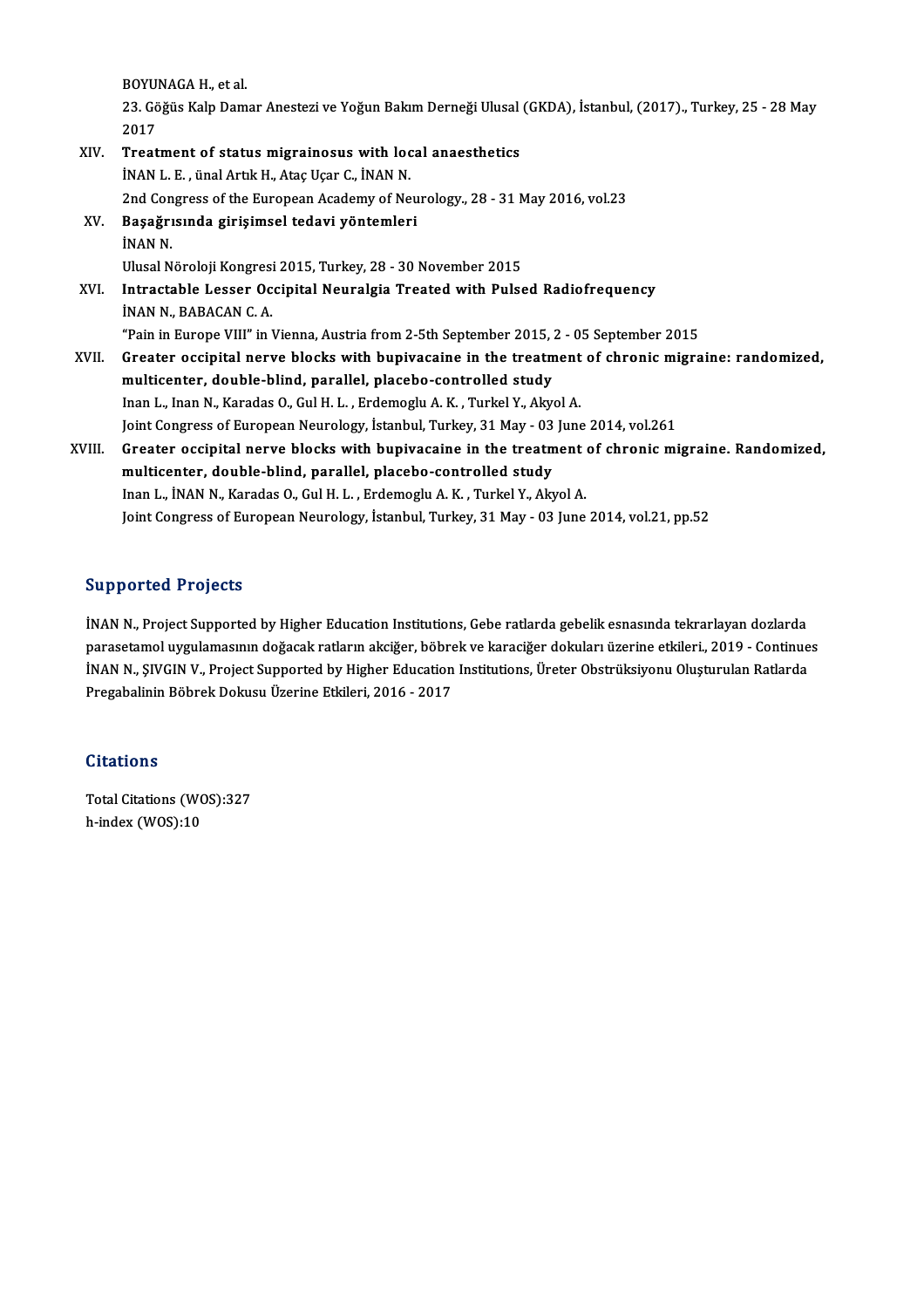BOYUNAGA H., et al.

23. Göğüs Kalp Damar Anestezi ve Yoğun Bakım Derneği Ulusal (GKDA), İstanbul, (2017)., Turkey, 25 - 28 May 2017

XIV. **Treatment of status migrainosus with local anaesthetics**
İNAN L. E. , ünal Artık H., Ataç Uçar C., İNAN N.
2nd Congress of the European Academy of Neurology., 28 - 31 May 2016, vol.23

XV. **Başağrısında girişimsel tedavi yöntemleri**
İNAN N.
Ulusal Nöroloji Kongresi 2015, Turkey, 28 - 30 November 2015

XVI. **Intractable Lesser Occipital Neuralgia Treated with Pulsed Radiofrequency**
İNAN N., BABACAN C. A.
"Pain in Europe VIII" in Vienna, Austria from 2-5th September 2015, 2 - 05 September 2015

XVII. **Greater occipital nerve blocks with bupivacaine in the treatment of chronic migraine: randomized, multicenter, double-blind, parallel, placebo-controlled study**
Inan L., Inan N., Karadas O., Gul H. L. , Erdemoglu A. K. , Turkel Y., Akyol A.
Joint Congress of European Neurology, İstanbul, Turkey, 31 May - 03 June 2014, vol.261

XVIII. **Greater occipital nerve blocks with bupivacaine in the treatment of chronic migraine. Randomized, multicenter, double-blind, parallel, placebo-controlled study**
Inan L., İNAN N., Karadas O., Gul H. L. , Erdemoglu A. K. , Turkel Y., Akyol A.
Joint Congress of European Neurology, İstanbul, Turkey, 31 May - 03 June 2014, vol.21, pp.52

## Supported Projects

İNAN N., Project Supported by Higher Education Institutions, Gebe ratlarda gebelik esnasında tekrarlayan dozlarda parasetamol uygulamasının doğacak ratların akciğer, böbrek ve karaciğer dokuları üzerine etkileri., 2019 - Continues
İNAN N., ŞIVGIN V., Project Supported by Higher Education Institutions, Üreter Obstrüksiyonu Oluşturulan Ratlarda Pregabalinin Böbrek Dokusu Üzerine Etkileri, 2016 - 2017

## Citations

Total Citations (WOS):327
h-index (WOS):10